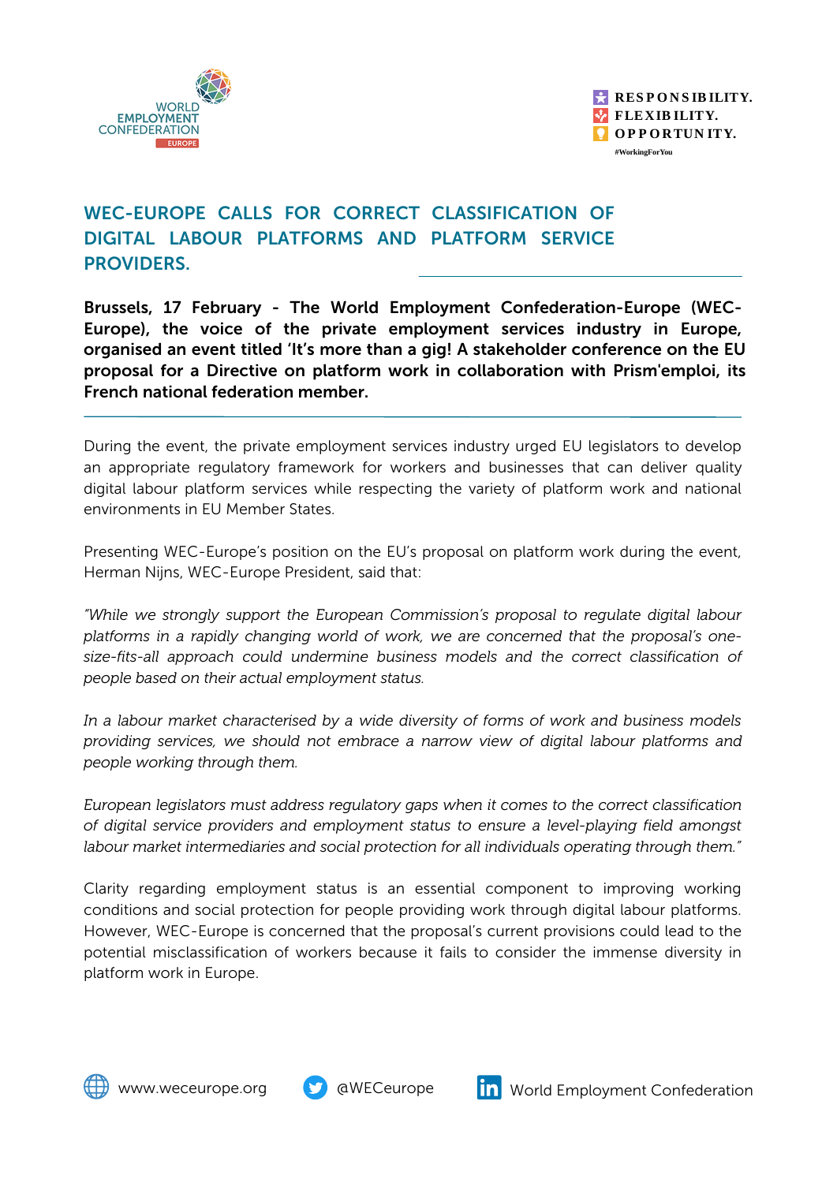WORLD EMPLOYMENT CONFEDERATION EUROPE

RESPONSIBILITY.
FLEXIBILITY.
OPPORTUNITY.
#WorkingForYou

# WEC-EUROPE CALLS FOR CORRECT CLASSIFICATION OF DIGITAL LABOUR PLATFORMS AND PLATFORM SERVICE PROVIDERS.

**Brussels, 17 February - The World Employment Confederation-Europe (WEC-Europe), the voice of the private employment services industry in Europe, organised an event titled 'It's more than a gig! A stakeholder conference on the EU proposal for a Directive on platform work in collaboration with Prism'emploi, its French national federation member.**

During the event, the private employment services industry urged EU legislators to develop an appropriate regulatory framework for workers and businesses that can deliver quality digital labour platform services while respecting the variety of platform work and national environments in EU Member States.

Presenting WEC-Europe's position on the EU's proposal on platform work during the event, Herman Nijns, WEC-Europe President, said that:

*"While we strongly support the European Commission's proposal to regulate digital labour platforms in a rapidly changing world of work, we are concerned that the proposal's one-size-fits-all approach could undermine business models and the correct classification of people based on their actual employment status.*

*In a labour market characterised by a wide diversity of forms of work and business models providing services, we should not embrace a narrow view of digital labour platforms and people working through them.*

*European legislators must address regulatory gaps when it comes to the correct classification of digital service providers and employment status to ensure a level-playing field amongst labour market intermediaries and social protection for all individuals operating through them."*

Clarity regarding employment status is an essential component to improving working conditions and social protection for people providing work through digital labour platforms. However, WEC-Europe is concerned that the proposal's current provisions could lead to the potential misclassification of workers because it fails to consider the immense diversity in platform work in Europe.

www.weceurope.org | @WECeurope | World Employment Confederation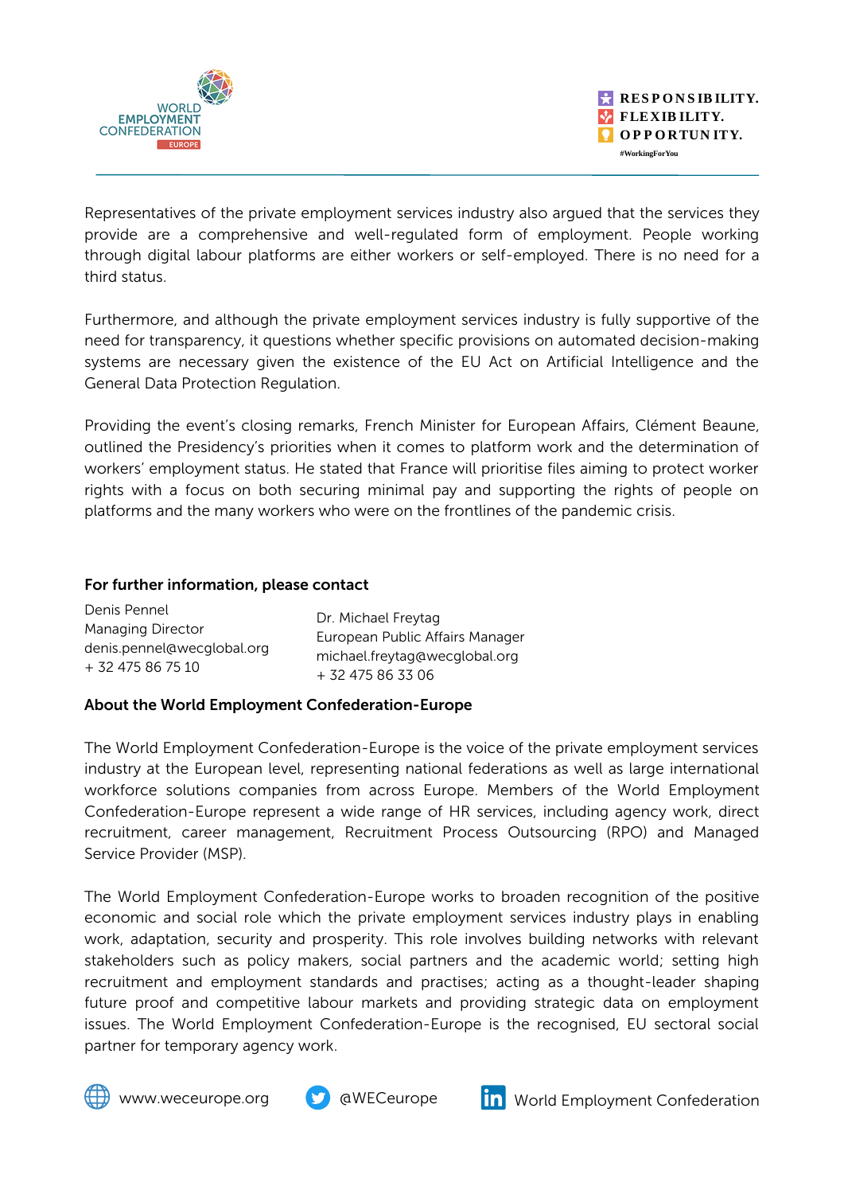Representatives of the private employment services industry also argued that the services they provide are a comprehensive and well-regulated form of employment. People working through digital labour platforms are either workers or self-employed. There is no need for a third status.

Furthermore, and although the private employment services industry is fully supportive of the need for transparency, it questions whether specific provisions on automated decision-making systems are necessary given the existence of the EU Act on Artificial Intelligence and the General Data Protection Regulation.

Providing the event's closing remarks, French Minister for European Affairs, Clément Beaune, outlined the Presidency's priorities when it comes to platform work and the determination of workers' employment status. He stated that France will prioritise files aiming to protect worker rights with a focus on both securing minimal pay and supporting the rights of people on platforms and the many workers who were on the frontlines of the pandemic crisis.

**For further information, please contact**

Denis Pennel
Managing Director
denis.pennel@wecglobal.org
+ 32 475 86 75 10

Dr. Michael Freytag
European Public Affairs Manager
michael.freytag@wecglobal.org
+ 32 475 86 33 06

**About the World Employment Confederation-Europe**

The World Employment Confederation-Europe is the voice of the private employment services industry at the European level, representing national federations as well as large international workforce solutions companies from across Europe. Members of the World Employment Confederation-Europe represent a wide range of HR services, including agency work, direct recruitment, career management, Recruitment Process Outsourcing (RPO) and Managed Service Provider (MSP).

The World Employment Confederation-Europe works to broaden recognition of the positive economic and social role which the private employment services industry plays in enabling work, adaptation, security and prosperity. This role involves building networks with relevant stakeholders such as policy makers, social partners and the academic world; setting high recruitment and employment standards and practises; acting as a thought-leader shaping future proof and competitive labour markets and providing strategic data on employment issues. The World Employment Confederation-Europe is the recognised, EU sectoral social partner for temporary agency work.

www.weceurope.org @WECeurope World Employment Confederation